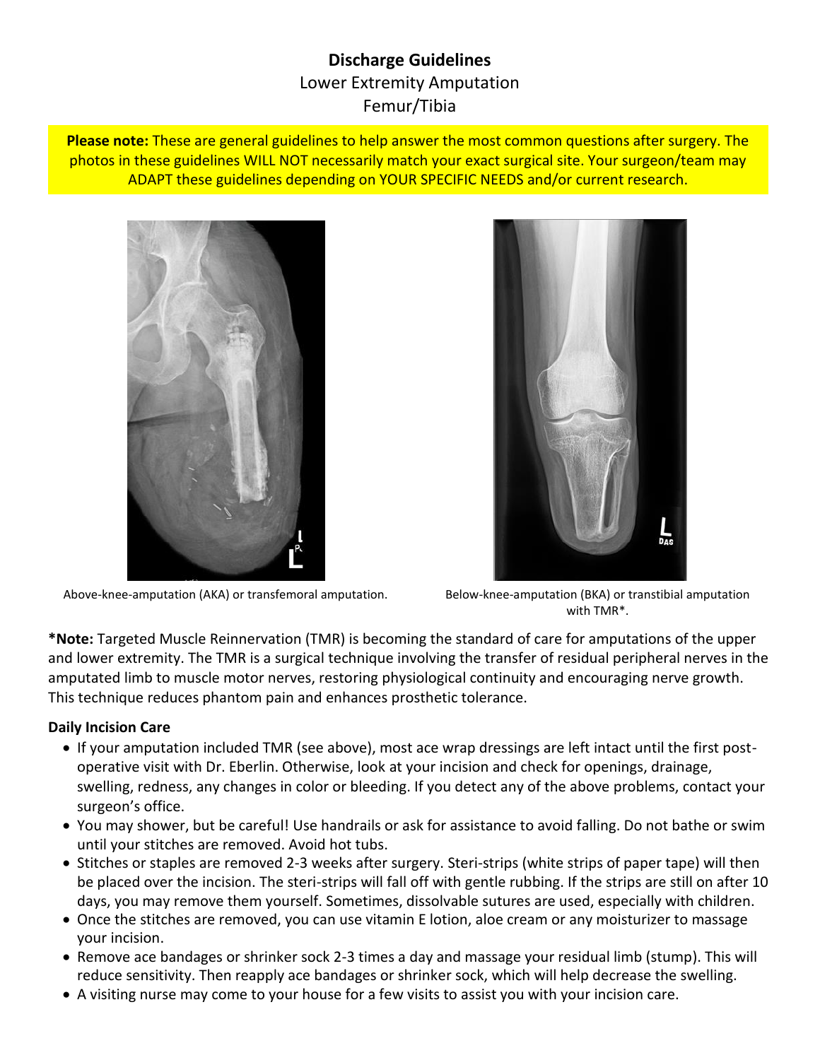# Discharge Guidelines

Lower Extremity Amputation

Femur/Tibia

**Please note:** These are general guidelines to help answer the most common questions after surgery. The photos in these guidelines WILL NOT necessarily match your exact surgical site. Your surgeon/team may ADAPT these guidelines depending on YOUR SPECIFIC NEEDS and/or current research.

Above-knee-amputation (AKA) or transfemoral amputation.

Below-knee-amputation (BKA) or transtibial amputation with TMR*.

***Note:** Targeted Muscle Reinnervation (TMR) is becoming the standard of care for amputations of the upper and lower extremity. The TMR is a surgical technique involving the transfer of residual peripheral nerves in the amputated limb to muscle motor nerves, restoring physiological continuity and encouraging nerve growth. This technique reduces phantom pain and enhances prosthetic tolerance.

**Daily Incision Care**

- If your amputation included TMR (see above), most ace wrap dressings are left intact until the first post-operative visit with Dr. Eberlin. Otherwise, look at your incision and check for openings, drainage, swelling, redness, any changes in color or bleeding. If you detect any of the above problems, contact your surgeon's office.
- You may shower, but be careful! Use handrails or ask for assistance to avoid falling. Do not bathe or swim until your stitches are removed. Avoid hot tubs.
- Stitches or staples are removed 2-3 weeks after surgery. Steri-strips (white strips of paper tape) will then be placed over the incision. The steri-strips will fall off with gentle rubbing. If the strips are still on after 10 days, you may remove them yourself. Sometimes, dissolvable sutures are used, especially with children.
- Once the stitches are removed, you can use vitamin E lotion, aloe cream or any moisturizer to massage your incision.
- Remove ace bandages or shrinker sock 2-3 times a day and massage your residual limb (stump). This will reduce sensitivity. Then reapply ace bandages or shrinker sock, which will help decrease the swelling.
- A visiting nurse may come to your house for a few visits to assist you with your incision care.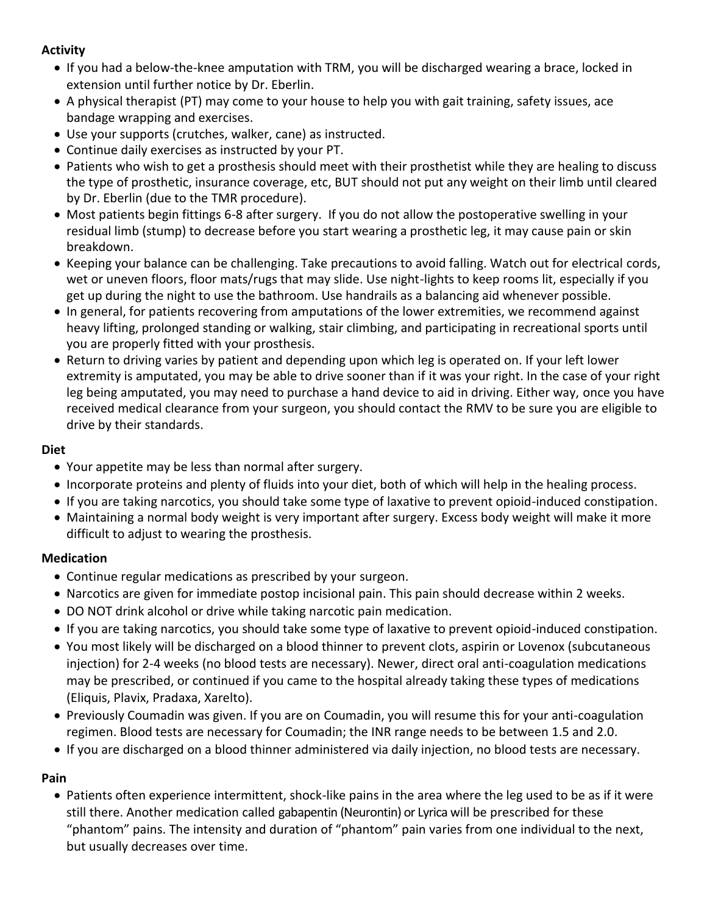**Activity**

- If you had a below-the-knee amputation with TRM, you will be discharged wearing a brace, locked in extension until further notice by Dr. Eberlin.
- A physical therapist (PT) may come to your house to help you with gait training, safety issues, ace bandage wrapping and exercises.
- Use your supports (crutches, walker, cane) as instructed.
- Continue daily exercises as instructed by your PT.
- Patients who wish to get a prosthesis should meet with their prosthetist while they are healing to discuss the type of prosthetic, insurance coverage, etc, BUT should not put any weight on their limb until cleared by Dr. Eberlin (due to the TMR procedure).
- Most patients begin fittings 6-8 after surgery. If you do not allow the postoperative swelling in your residual limb (stump) to decrease before you start wearing a prosthetic leg, it may cause pain or skin breakdown.
- Keeping your balance can be challenging. Take precautions to avoid falling. Watch out for electrical cords, wet or uneven floors, floor mats/rugs that may slide. Use night-lights to keep rooms lit, especially if you get up during the night to use the bathroom. Use handrails as a balancing aid whenever possible.
- In general, for patients recovering from amputations of the lower extremities, we recommend against heavy lifting, prolonged standing or walking, stair climbing, and participating in recreational sports until you are properly fitted with your prosthesis.
- Return to driving varies by patient and depending upon which leg is operated on. If your left lower extremity is amputated, you may be able to drive sooner than if it was your right. In the case of your right leg being amputated, you may need to purchase a hand device to aid in driving. Either way, once you have received medical clearance from your surgeon, you should contact the RMV to be sure you are eligible to drive by their standards.

**Diet**

- Your appetite may be less than normal after surgery.
- Incorporate proteins and plenty of fluids into your diet, both of which will help in the healing process.
- If you are taking narcotics, you should take some type of laxative to prevent opioid-induced constipation.
- Maintaining a normal body weight is very important after surgery. Excess body weight will make it more difficult to adjust to wearing the prosthesis.

**Medication**

- Continue regular medications as prescribed by your surgeon.
- Narcotics are given for immediate postop incisional pain. This pain should decrease within 2 weeks.
- DO NOT drink alcohol or drive while taking narcotic pain medication.
- If you are taking narcotics, you should take some type of laxative to prevent opioid-induced constipation.
- You most likely will be discharged on a blood thinner to prevent clots, aspirin or Lovenox (subcutaneous injection) for 2-4 weeks (no blood tests are necessary). Newer, direct oral anti-coagulation medications may be prescribed, or continued if you came to the hospital already taking these types of medications (Eliquis, Plavix, Pradaxa, Xarelto).
- Previously Coumadin was given. If you are on Coumadin, you will resume this for your anti-coagulation regimen. Blood tests are necessary for Coumadin; the INR range needs to be between 1.5 and 2.0.
- If you are discharged on a blood thinner administered via daily injection, no blood tests are necessary.

**Pain**

- Patients often experience intermittent, shock-like pains in the area where the leg used to be as if it were still there. Another medication called gabapentin (Neurontin) or Lyrica will be prescribed for these "phantom" pains. The intensity and duration of "phantom" pain varies from one individual to the next, but usually decreases over time.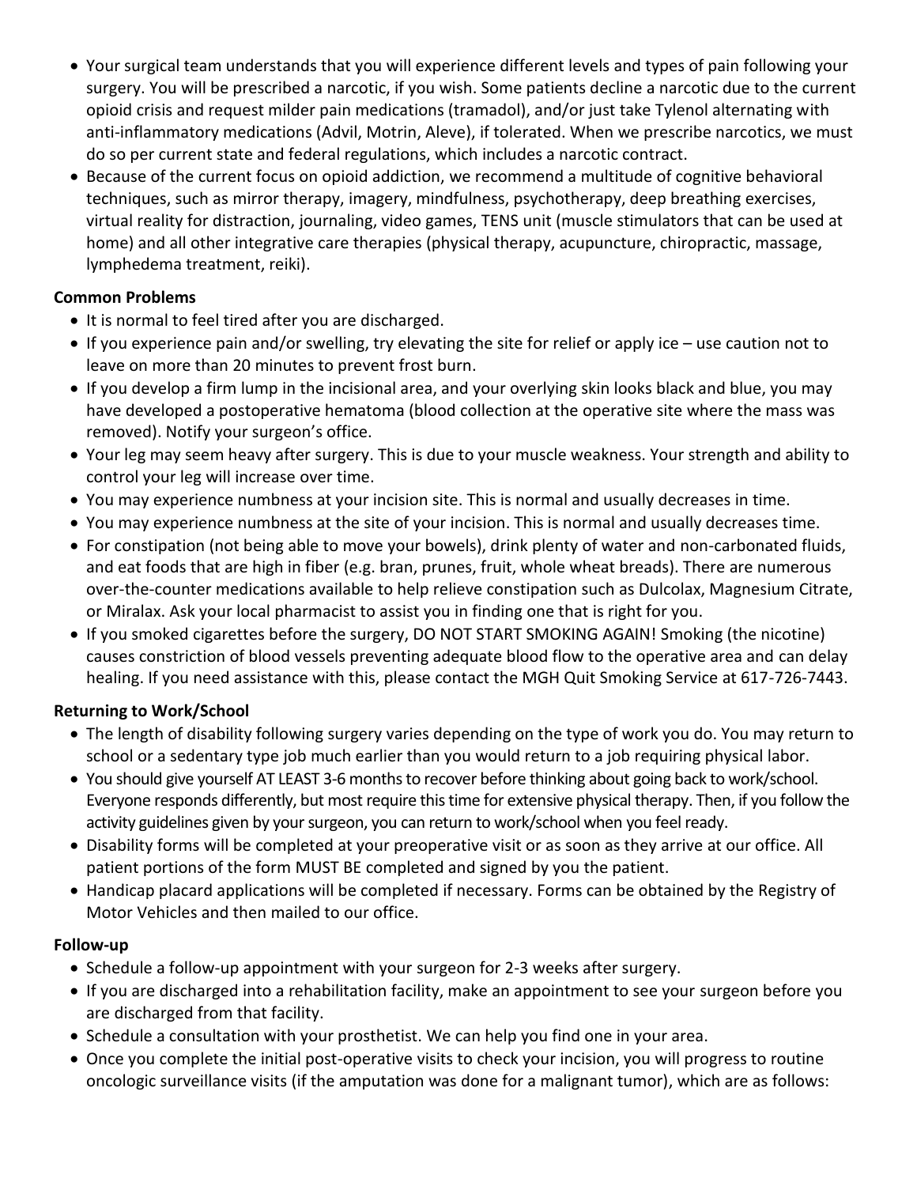- Your surgical team understands that you will experience different levels and types of pain following your surgery. You will be prescribed a narcotic, if you wish. Some patients decline a narcotic due to the current opioid crisis and request milder pain medications (tramadol), and/or just take Tylenol alternating with anti-inflammatory medications (Advil, Motrin, Aleve), if tolerated. When we prescribe narcotics, we must do so per current state and federal regulations, which includes a narcotic contract.
- Because of the current focus on opioid addiction, we recommend a multitude of cognitive behavioral techniques, such as mirror therapy, imagery, mindfulness, psychotherapy, deep breathing exercises, virtual reality for distraction, journaling, video games, TENS unit (muscle stimulators that can be used at home) and all other integrative care therapies (physical therapy, acupuncture, chiropractic, massage, lymphedema treatment, reiki).

**Common Problems**

- It is normal to feel tired after you are discharged.
- If you experience pain and/or swelling, try elevating the site for relief or apply ice – use caution not to leave on more than 20 minutes to prevent frost burn.
- If you develop a firm lump in the incisional area, and your overlying skin looks black and blue, you may have developed a postoperative hematoma (blood collection at the operative site where the mass was removed). Notify your surgeon's office.
- Your leg may seem heavy after surgery. This is due to your muscle weakness. Your strength and ability to control your leg will increase over time.
- You may experience numbness at your incision site. This is normal and usually decreases in time.
- You may experience numbness at the site of your incision. This is normal and usually decreases time.
- For constipation (not being able to move your bowels), drink plenty of water and non-carbonated fluids, and eat foods that are high in fiber (e.g. bran, prunes, fruit, whole wheat breads). There are numerous over-the-counter medications available to help relieve constipation such as Dulcolax, Magnesium Citrate, or Miralax. Ask your local pharmacist to assist you in finding one that is right for you.
- If you smoked cigarettes before the surgery, DO NOT START SMOKING AGAIN! Smoking (the nicotine) causes constriction of blood vessels preventing adequate blood flow to the operative area and can delay healing. If you need assistance with this, please contact the MGH Quit Smoking Service at 617-726-7443.

**Returning to Work/School**

- The length of disability following surgery varies depending on the type of work you do. You may return to school or a sedentary type job much earlier than you would return to a job requiring physical labor.
- You should give yourself AT LEAST 3-6 months to recover before thinking about going back to work/school. Everyone responds differently, but most require this time for extensive physical therapy. Then, if you follow the activity guidelines given by your surgeon, you can return to work/school when you feel ready.
- Disability forms will be completed at your preoperative visit or as soon as they arrive at our office. All patient portions of the form MUST BE completed and signed by you the patient.
- Handicap placard applications will be completed if necessary. Forms can be obtained by the Registry of Motor Vehicles and then mailed to our office.

**Follow-up**

- Schedule a follow-up appointment with your surgeon for 2-3 weeks after surgery.
- If you are discharged into a rehabilitation facility, make an appointment to see your surgeon before you are discharged from that facility.
- Schedule a consultation with your prosthetist. We can help you find one in your area.
- Once you complete the initial post-operative visits to check your incision, you will progress to routine oncologic surveillance visits (if the amputation was done for a malignant tumor), which are as follows: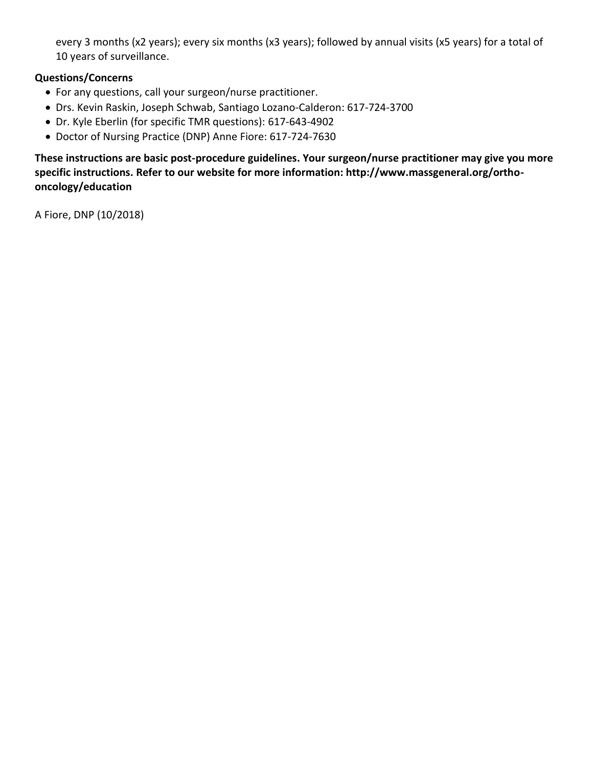every 3 months (x2 years); every six months (x3 years); followed by annual visits (x5 years) for a total of 10 years of surveillance.

**Questions/Concerns**

- For any questions, call your surgeon/nurse practitioner.
- Drs. Kevin Raskin, Joseph Schwab, Santiago Lozano-Calderon: 617-724-3700
- Dr. Kyle Eberlin (for specific TMR questions): 617-643-4902
- Doctor of Nursing Practice (DNP) Anne Fiore: 617-724-7630

**These instructions are basic post-procedure guidelines. Your surgeon/nurse practitioner may give you more specific instructions. Refer to our website for more information: http://www.massgeneral.org/ortho-oncology/education**

A Fiore, DNP (10/2018)